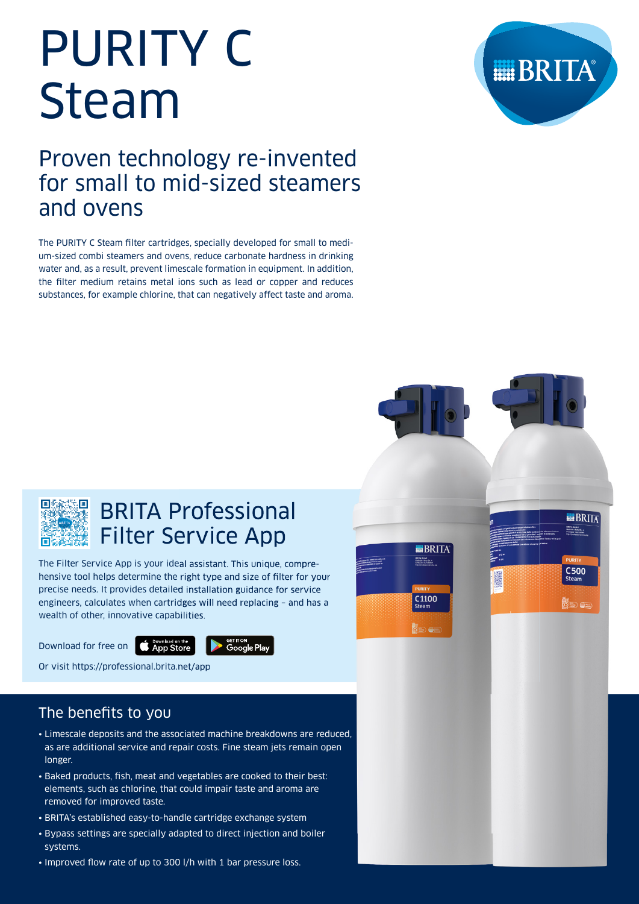# PURITY C Steam

## Proven technology re-invented for small to mid-sized steamers and ovens

The PURITY C Steam filter cartridges, specially developed for small to medium-sized combi steamers and ovens, reduce carbonate hardness in drinking water and, as a result, prevent limescale formation in equipment. In addition, the filter medium retains metal ions such as lead or copper and reduces substances, for example chlorine, that can negatively affect taste and aroma.

## BRITA Professional Filter Service App

The Filter Service App is your ideal assistant. This unique, comprehensive tool helps determine the right type and size of filter for your precise needs. It provides detailed installation guidance for service engineers, calculates when cartridges will need replacing – and has a wealth of other, innovative capabilities.

Download for free on App Store / Google Play

Or visit https://professional.brita.net/app

## The benefits to you

- Limescale deposits and the associated machine breakdowns are reduced, as are additional service and repair costs. Fine steam jets remain open longer.
- Baked products, fish, meat and vegetables are cooked to their best: elements, such as chlorine, that could impair taste and aroma are removed for improved taste.
- BRITA's established easy-to-handle cartridge exchange system
- Bypass settings are specially adapted to direct injection and boiler systems.
- Improved flow rate of up to 300 l/h with 1 bar pressure loss.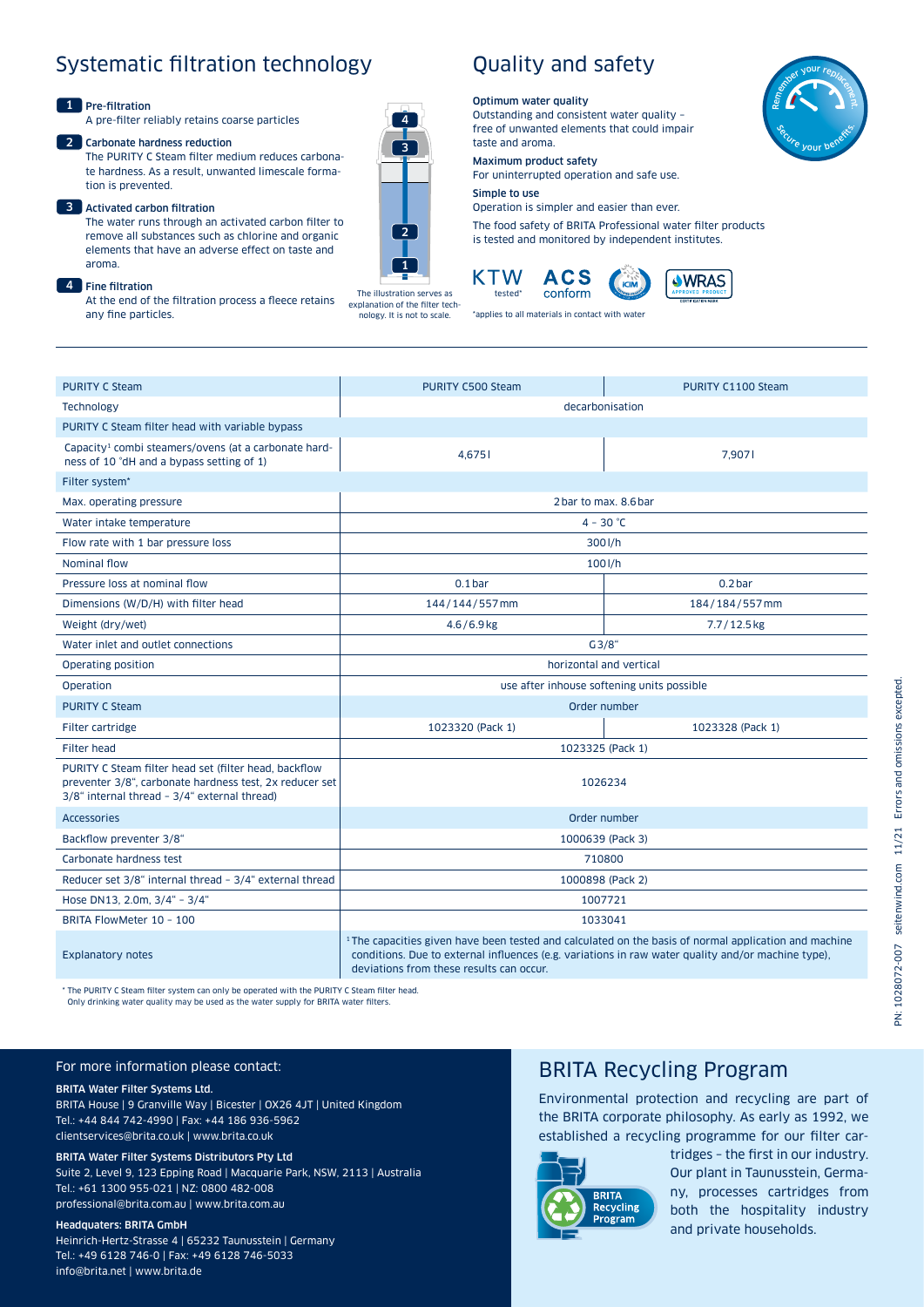## Systematic filtration technology

**1 Pre-filtration**
A pre-filter reliably retains coarse particles

**2 Carbonate hardness reduction**
The PURITY C Steam filter medium reduces carbonate hardness. As a result, unwanted limescale formation is prevented.

**3 Activated carbon filtration**
The water runs through an activated carbon filter to remove all substances such as chlorine and organic elements that have an adverse effect on taste and aroma.

**4 Fine filtration**
At the end of the filtration process a fleece retains any fine particles.

The illustration serves as explanation of the filter technology. It is not to scale.

## Quality and safety

**Optimum water quality**
Outstanding and consistent water quality – free of unwanted elements that could impair taste and aroma.

**Maximum product safety**
For uninterrupted operation and safe use.

**Simple to use**
Operation is simpler and easier than ever.

The food safety of BRITA Professional water filter products is tested and monitored by independent institutes.

Remember your replacement. Secure your benefits.

KTW tested* ACS conform WRAS APPROVED PRODUCT

*applies to all materials in contact with water

| PURITY C Steam | PURITY C500 Steam | PURITY C1100 Steam |
|---|---|---|
| Technology | decarbonisation | |
| PURITY C Steam filter head with variable bypass | | |
| Capacity[1] combi steamers/ovens (at a carbonate hardness of 10 °dH and a bypass setting of 1) | 4,675 l | 7,907 l |
| Filter system* | | |
| Max. operating pressure | 2 bar to max. 8.6 bar | |
| Water intake temperature | 4 – 30 °C | |
| Flow rate with 1 bar pressure loss | 300 l/h | |
| Nominal flow | 100 l/h | |
| Pressure loss at nominal flow | 0.1 bar | 0.2 bar |
| Dimensions (W/D/H) with filter head | 144/144/557 mm | 184/184/557 mm |
| Weight (dry/wet) | 4.6/6.9 kg | 7.7/12.5 kg |
| Water inlet and outlet connections | G 3/8" | |
| Operating position | horizontal and vertical | |
| Operation | use after inhouse softening units possible | |
| PURITY C Steam | Order number | |
| Filter cartridge | 1023320 (Pack 1) | 1023328 (Pack 1) |
| Filter head | 1023325 (Pack 1) | |
| PURITY C Steam filter head set (filter head, backflow preventer 3/8", carbonate hardness test, 2x reducer set 3/8" internal thread – 3/4" external thread) | 1026234 | |
| Accessories | Order number | |
| Backflow preventer 3/8" | 1000639 (Pack 3) | |
| Carbonate hardness test | 710800 | |
| Reducer set 3/8" internal thread – 3/4" external thread | 1000898 (Pack 2) | |
| Hose DN13, 2.0m, 3/4" – 3/4" | 1007721 | |
| BRITA FlowMeter 10 – 100 | 1033041 | |
| Explanatory notes | [1] The capacities given have been tested and calculated on the basis of normal application and machine conditions. Due to external influences (e.g. variations in raw water quality and/or machine type), deviations from these results can occur. | |

* The PURITY C Steam filter system can only be operated with the PURITY C Steam filter head.
Only drinking water quality may be used as the water supply for BRITA water filters.

PN: 1028072-007 seitenwind.com 11/21 Errors and omissions excepted.

### For more information please contact:

**BRITA Water Filter Systems Ltd.**
BRITA House | 9 Granville Way | Bicester | OX26 4JT | United Kingdom
Tel.: +44 844 742-4990 | Fax: +44 186 936-5962
clientservices@brita.co.uk | www.brita.co.uk

**BRITA Water Filter Systems Distributors Pty Ltd**
Suite 2, Level 9, 123 Epping Road | Macquarie Park, NSW, 2113 | Australia
Tel.: +61 1300 955-021 | NZ: 0800 482-008
professional@brita.com.au | www.brita.com.au

**Headquaters: BRITA GmbH**
Heinrich-Hertz-Strasse 4 | 65232 Taunusstein | Germany
Tel.: +49 6128 746-0 | Fax: +49 6128 746-5033
info@brita.net | www.brita.de

## BRITA Recycling Program

Environmental protection and recycling are part of the BRITA corporate philosophy. As early as 1992, we established a recycling programme for our filter cartridges – the first in our industry. Our plant in Taunusstein, Germany, processes cartridges from both the hospitality industry and private households.

BRITA Recycling Program